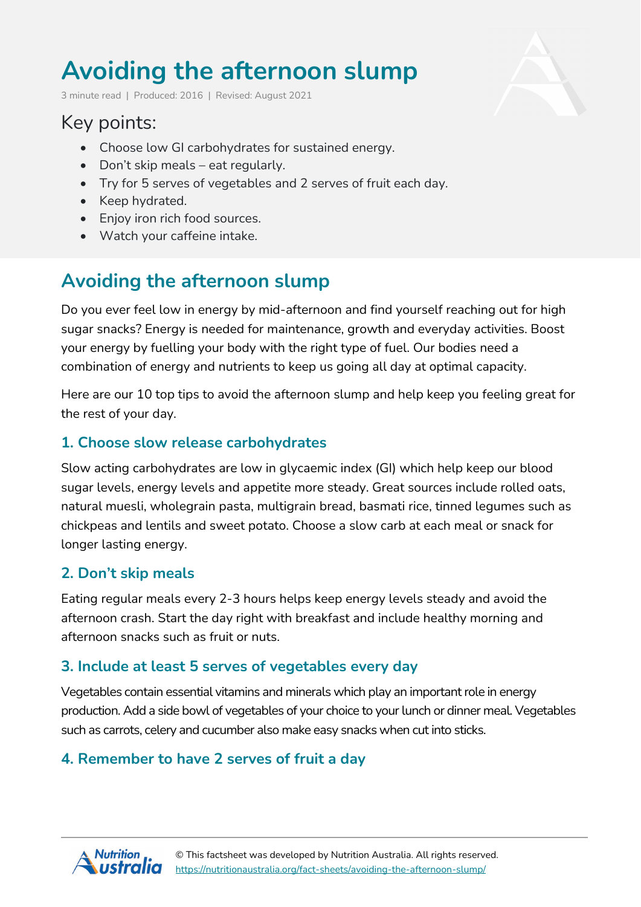# Avoiding the afternoon slump

3 minute read | Produced: 2016 | Revised: August 2021

## Key points:

- Choose low GI carbohydrates for sustained energy.
- Don't skip meals – eat regularly.
- Try for 5 serves of vegetables and 2 serves of fruit each day.
- Keep hydrated.
- Enjoy iron rich food sources.
- Watch your caffeine intake.

## Avoiding the afternoon slump

Do you ever feel low in energy by mid-afternoon and find yourself reaching out for high sugar snacks? Energy is needed for maintenance, growth and everyday activities. Boost your energy by fuelling your body with the right type of fuel. Our bodies need a combination of energy and nutrients to keep us going all day at optimal capacity.

Here are our 10 top tips to avoid the afternoon slump and help keep you feeling great for the rest of your day.

### 1. Choose slow release carbohydrates

Slow acting carbohydrates are low in glycaemic index (GI) which help keep our blood sugar levels, energy levels and appetite more steady. Great sources include rolled oats, natural muesli, wholegrain pasta, multigrain bread, basmati rice, tinned legumes such as chickpeas and lentils and sweet potato. Choose a slow carb at each meal or snack for longer lasting energy.

### 2. Don't skip meals

Eating regular meals every 2-3 hours helps keep energy levels steady and avoid the afternoon crash. Start the day right with breakfast and include healthy morning and afternoon snacks such as fruit or nuts.

### 3. Include at least 5 serves of vegetables every day

Vegetables contain essential vitamins and minerals which play an important role in energy production. Add a side bowl of vegetables of your choice to your lunch or dinner meal. Vegetables such as carrots, celery and cucumber also make easy snacks when cut into sticks.

### 4. Remember to have 2 serves of fruit a day

© This factsheet was developed by Nutrition Australia. All rights reserved.
https://nutritionaustralia.org/fact-sheets/avoiding-the-afternoon-slump/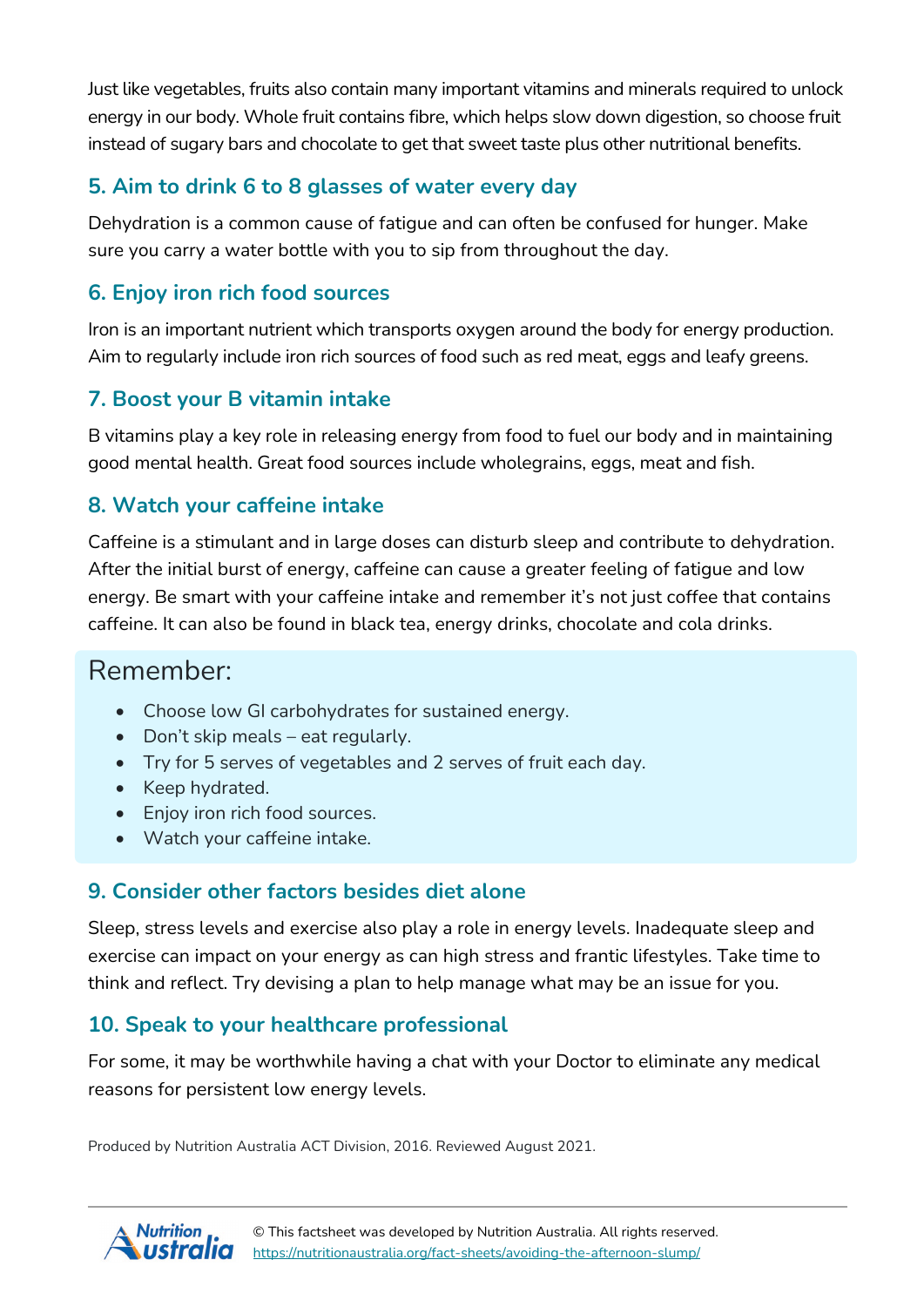Just like vegetables, fruits also contain many important vitamins and minerals required to unlock energy in our body. Whole fruit contains fibre, which helps slow down digestion, so choose fruit instead of sugary bars and chocolate to get that sweet taste plus other nutritional benefits.

### 5. Aim to drink 6 to 8 glasses of water every day

Dehydration is a common cause of fatigue and can often be confused for hunger. Make sure you carry a water bottle with you to sip from throughout the day.

### 6. Enjoy iron rich food sources

Iron is an important nutrient which transports oxygen around the body for energy production. Aim to regularly include iron rich sources of food such as red meat, eggs and leafy greens.

### 7. Boost your B vitamin intake

B vitamins play a key role in releasing energy from food to fuel our body and in maintaining good mental health. Great food sources include wholegrains, eggs, meat and fish.

### 8. Watch your caffeine intake

Caffeine is a stimulant and in large doses can disturb sleep and contribute to dehydration. After the initial burst of energy, caffeine can cause a greater feeling of fatigue and low energy. Be smart with your caffeine intake and remember it's not just coffee that contains caffeine. It can also be found in black tea, energy drinks, chocolate and cola drinks.

## Remember:

- Choose low GI carbohydrates for sustained energy.
- Don't skip meals – eat regularly.
- Try for 5 serves of vegetables and 2 serves of fruit each day.
- Keep hydrated.
- Enjoy iron rich food sources.
- Watch your caffeine intake.

### 9. Consider other factors besides diet alone

Sleep, stress levels and exercise also play a role in energy levels. Inadequate sleep and exercise can impact on your energy as can high stress and frantic lifestyles. Take time to think and reflect. Try devising a plan to help manage what may be an issue for you.

### 10. Speak to your healthcare professional

For some, it may be worthwhile having a chat with your Doctor to eliminate any medical reasons for persistent low energy levels.

Produced by Nutrition Australia ACT Division, 2016. Reviewed August 2021.

Nutrition Australia

© This factsheet was developed by Nutrition Australia. All rights reserved.
https://nutritionaustralia.org/fact-sheets/avoiding-the-afternoon-slump/